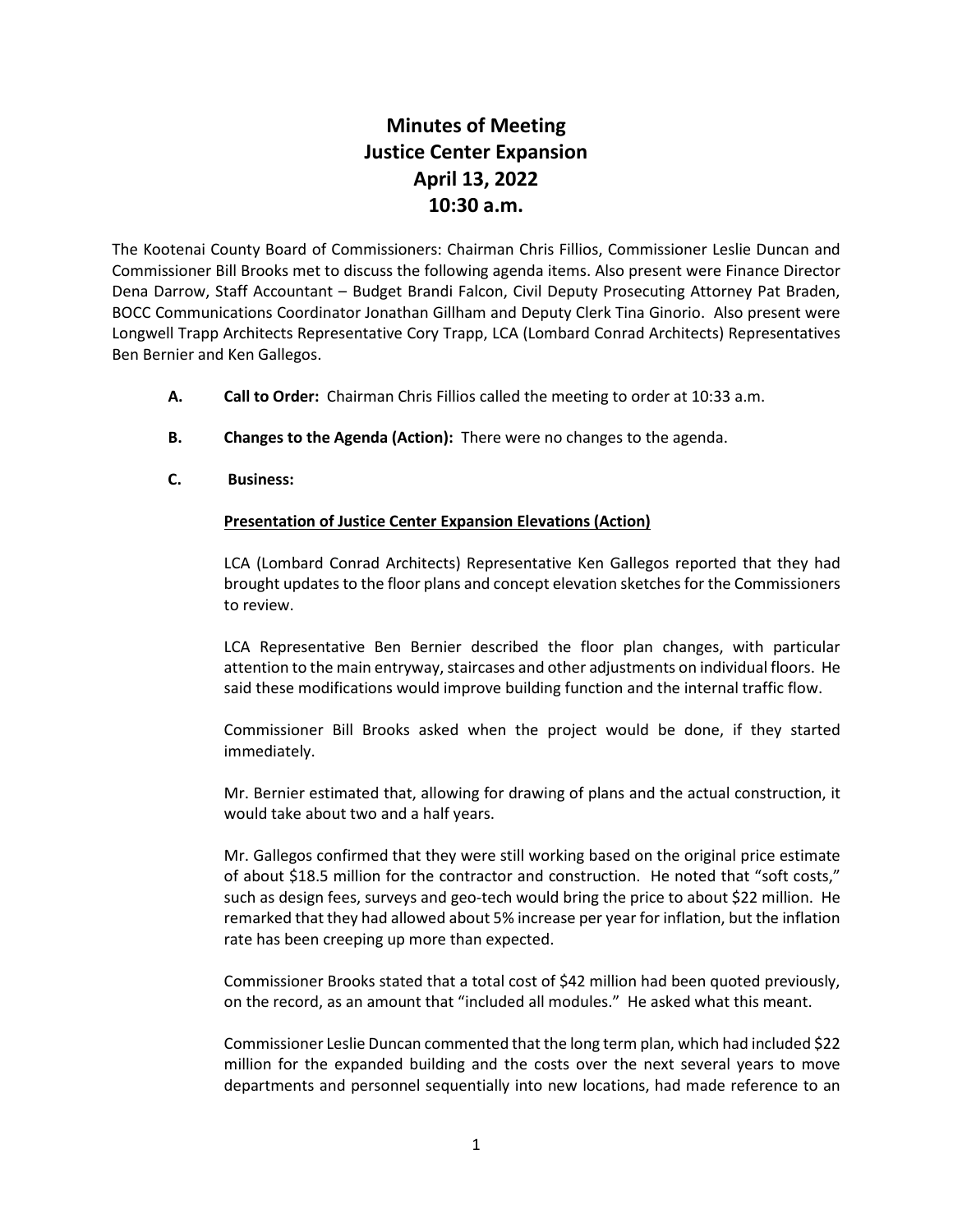# Minutes of Meeting
# Justice Center Expansion
# April 13, 2022
# 10:30 a.m.

The Kootenai County Board of Commissioners: Chairman Chris Fillios, Commissioner Leslie Duncan and Commissioner Bill Brooks met to discuss the following agenda items. Also present were Finance Director Dena Darrow, Staff Accountant – Budget Brandi Falcon, Civil Deputy Prosecuting Attorney Pat Braden, BOCC Communications Coordinator Jonathan Gillham and Deputy Clerk Tina Ginorio. Also present were Longwell Trapp Architects Representative Cory Trapp, LCA (Lombard Conrad Architects) Representatives Ben Bernier and Ken Gallegos.

**A. Call to Order:** Chairman Chris Fillios called the meeting to order at 10:33 a.m.

**B. Changes to the Agenda (Action):** There were no changes to the agenda.

**C. Business:**

**Presentation of Justice Center Expansion Elevations (Action)**

LCA (Lombard Conrad Architects) Representative Ken Gallegos reported that they had brought updates to the floor plans and concept elevation sketches for the Commissioners to review.

LCA Representative Ben Bernier described the floor plan changes, with particular attention to the main entryway, staircases and other adjustments on individual floors. He said these modifications would improve building function and the internal traffic flow.

Commissioner Bill Brooks asked when the project would be done, if they started immediately.

Mr. Bernier estimated that, allowing for drawing of plans and the actual construction, it would take about two and a half years.

Mr. Gallegos confirmed that they were still working based on the original price estimate of about $18.5 million for the contractor and construction. He noted that "soft costs," such as design fees, surveys and geo-tech would bring the price to about $22 million. He remarked that they had allowed about 5% increase per year for inflation, but the inflation rate has been creeping up more than expected.

Commissioner Brooks stated that a total cost of $42 million had been quoted previously, on the record, as an amount that "included all modules." He asked what this meant.

Commissioner Leslie Duncan commented that the long term plan, which had included $22 million for the expanded building and the costs over the next several years to move departments and personnel sequentially into new locations, had made reference to an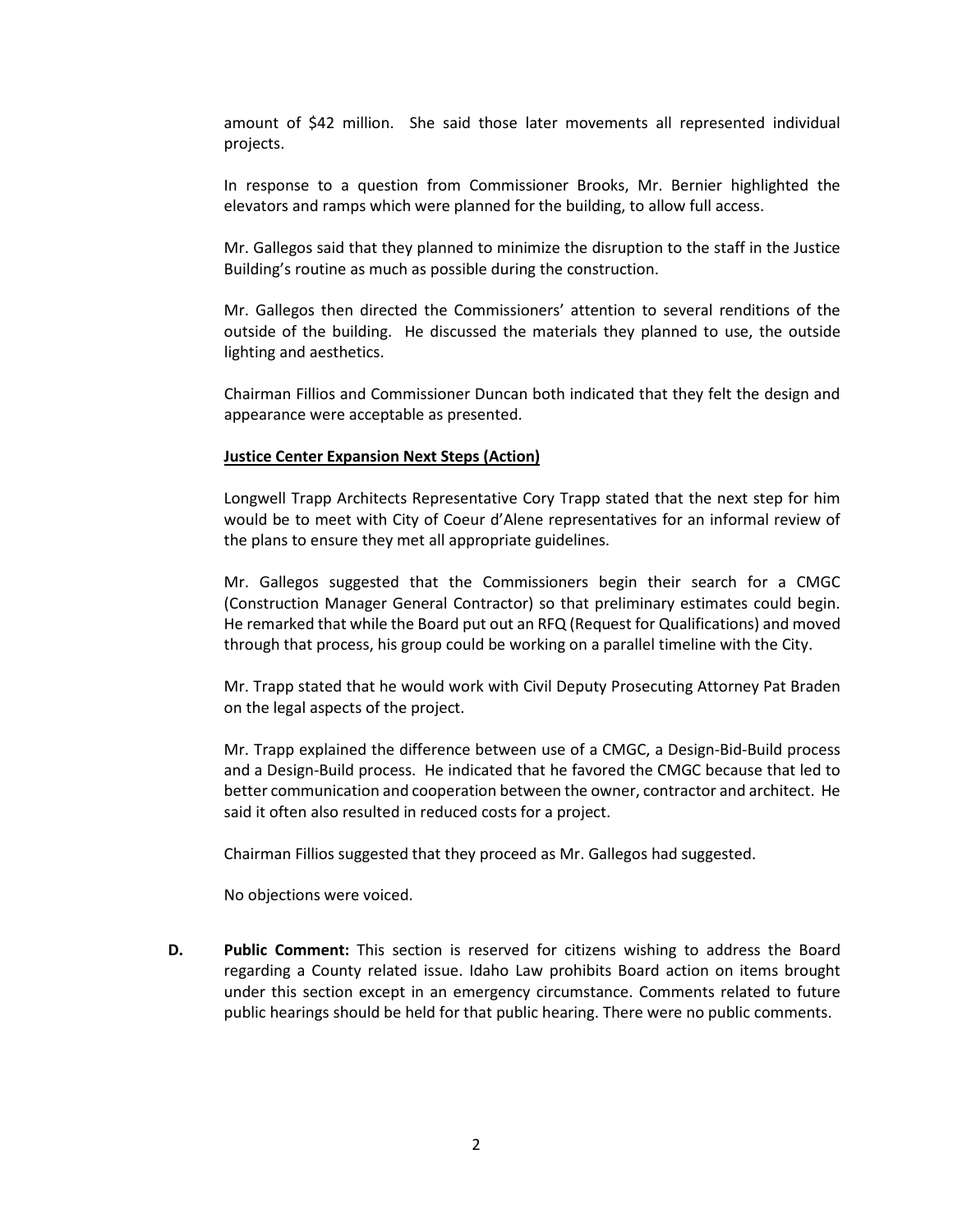amount of $42 million. She said those later movements all represented individual projects.

In response to a question from Commissioner Brooks, Mr. Bernier highlighted the elevators and ramps which were planned for the building, to allow full access.

Mr. Gallegos said that they planned to minimize the disruption to the staff in the Justice Building's routine as much as possible during the construction.

Mr. Gallegos then directed the Commissioners' attention to several renditions of the outside of the building. He discussed the materials they planned to use, the outside lighting and aesthetics.

Chairman Fillios and Commissioner Duncan both indicated that they felt the design and appearance were acceptable as presented.

**Justice Center Expansion Next Steps (Action)**

Longwell Trapp Architects Representative Cory Trapp stated that the next step for him would be to meet with City of Coeur d'Alene representatives for an informal review of the plans to ensure they met all appropriate guidelines.

Mr. Gallegos suggested that the Commissioners begin their search for a CMGC (Construction Manager General Contractor) so that preliminary estimates could begin. He remarked that while the Board put out an RFQ (Request for Qualifications) and moved through that process, his group could be working on a parallel timeline with the City.

Mr. Trapp stated that he would work with Civil Deputy Prosecuting Attorney Pat Braden on the legal aspects of the project.

Mr. Trapp explained the difference between use of a CMGC, a Design-Bid-Build process and a Design-Build process. He indicated that he favored the CMGC because that led to better communication and cooperation between the owner, contractor and architect. He said it often also resulted in reduced costs for a project.

Chairman Fillios suggested that they proceed as Mr. Gallegos had suggested.

No objections were voiced.

**D. Public Comment:** This section is reserved for citizens wishing to address the Board regarding a County related issue. Idaho Law prohibits Board action on items brought under this section except in an emergency circumstance. Comments related to future public hearings should be held for that public hearing. There were no public comments.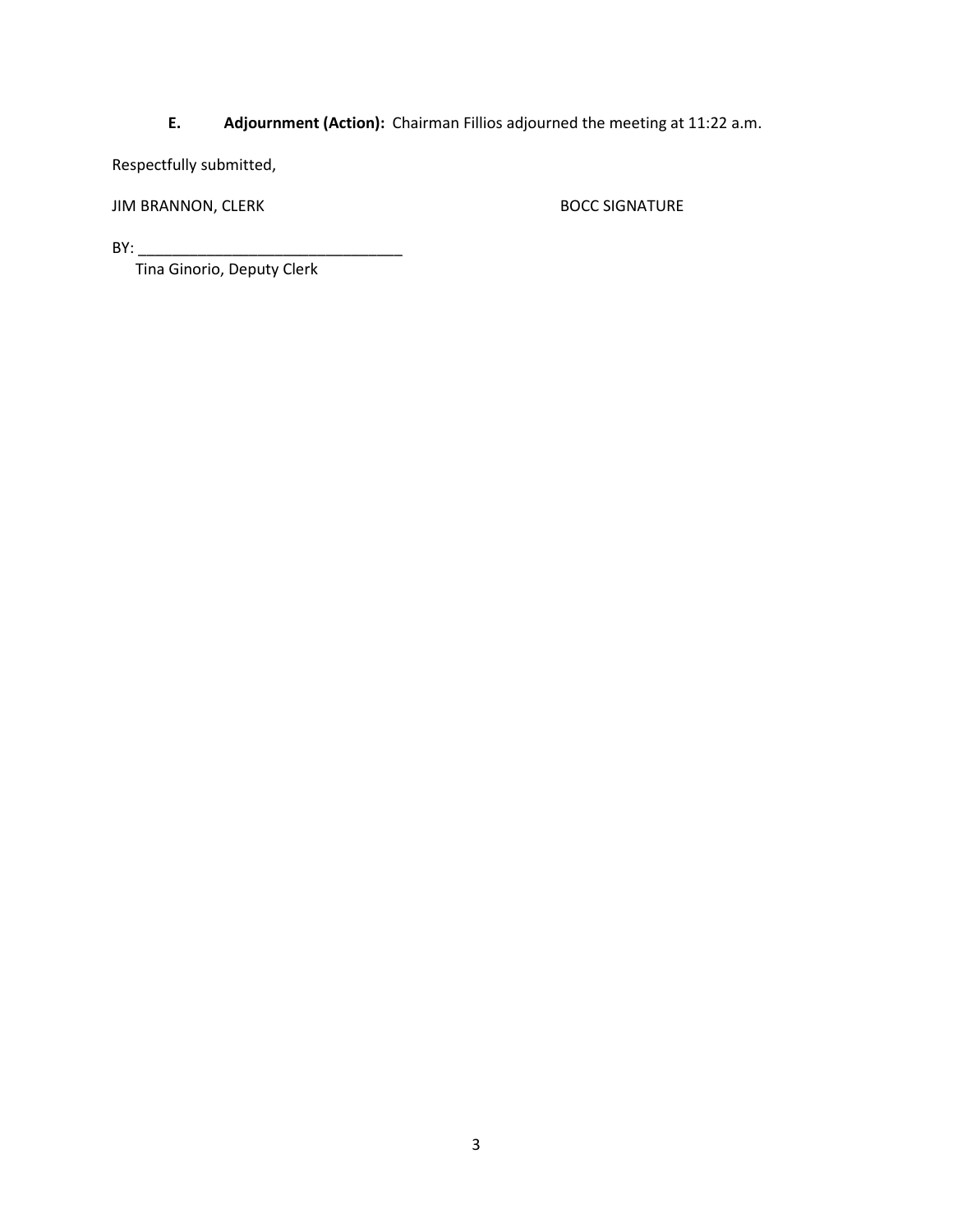**E. Adjournment (Action):** Chairman Fillios adjourned the meeting at 11:22 a.m.

Respectfully submitted,

JIM BRANNON, CLERK BOCC SIGNATURE

BY: _______________________________
Tina Ginorio, Deputy Clerk